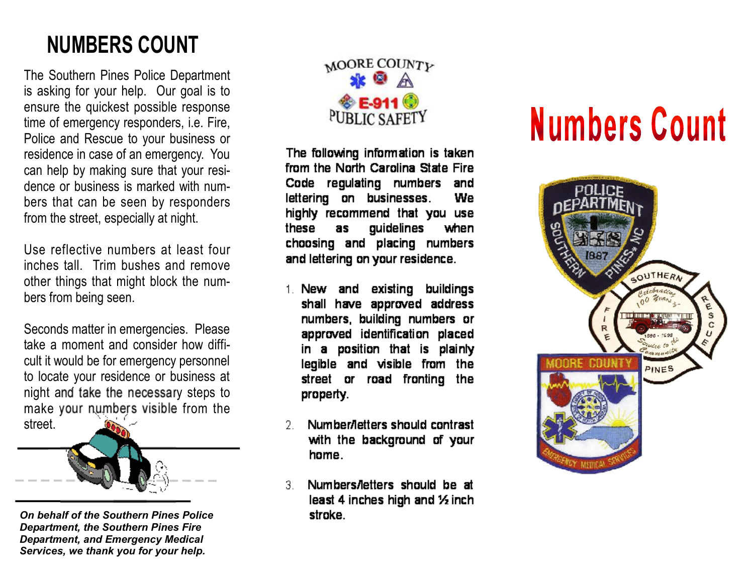# NUMBERS COUNT

The Southern Pines Police Department is asking for your help. Our goal is to ensure the quickest possible response time of emergency responders, i.e. Fire, Police and Rescue to your business or residence in case of an emergency. You can help by making sure that your residence or business is marked with numbers that can be seen by responders from the street, especially at night.

Use reflective numbers at least four inches tall. Trim bushes and remove other things that might block the numbers from being seen.

Seconds matter in emergencies. Please take a moment and consider how difficult it would be for emergency personnel to locate your residence or business at night and take the necessary steps to make your numbers visible from the street.

*On behalf of the Southern Pines Police Department, the Southern Pines Fire Department, and Emergency Medical Services, we thank you for your help.*

MOORE COUNTY E-911 PUBLIC SAFETY

**The following information is taken from the North Carolina State Fire Code regulating numbers and lettering on businesses. We highly recommend that you use these as guidelines when choosing and placing numbers and lettering on your residence.**

1. **New and existing buildings shall have approved address numbers, building numbers or approved identification placed in a position that is plainly legible and visible from the street or road fronting the property.**
2. **Number/letters should contrast with the background of your home.**
3. **Numbers/letters should be at least 4 inches high and ½ inch stroke.**

# Numbers Count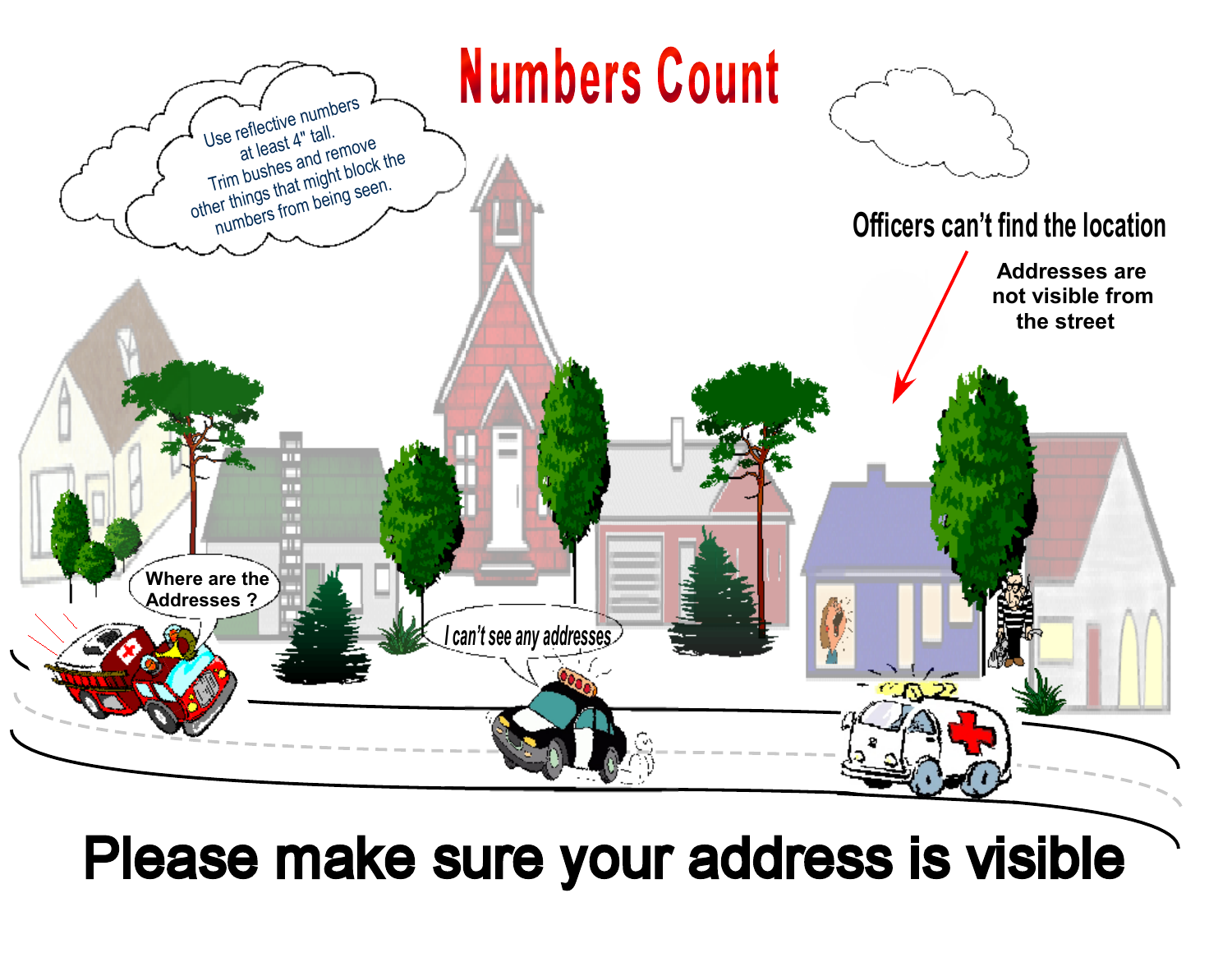# Numbers Count

Use reflective numbers at least 4" tall. Trim bushes and remove other things that might block the numbers from being seen.

Officers can't find the location

Addresses are not visible from the street

Where are the Addresses ?

I can't see any addresses

# Please make sure your address is visible